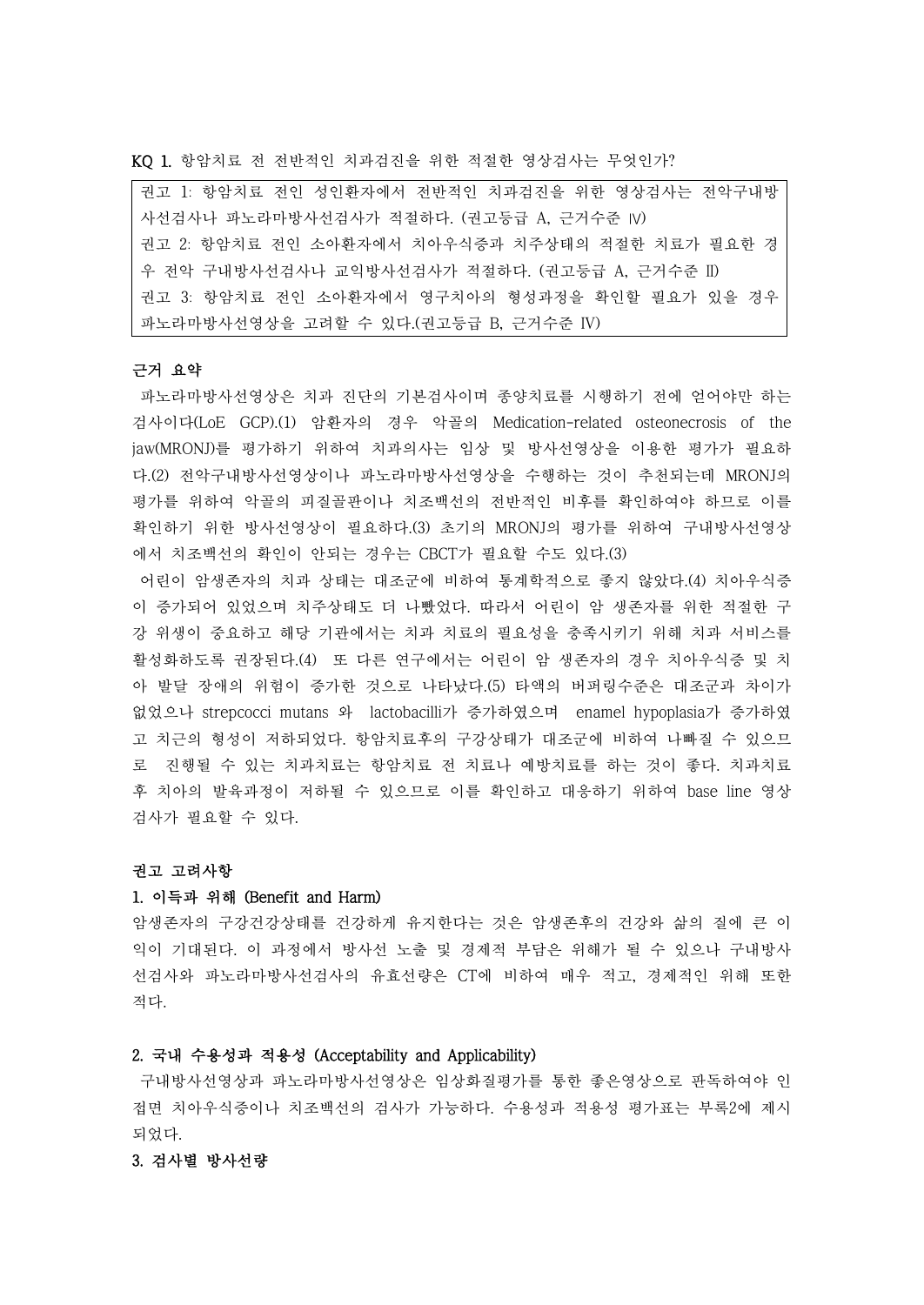KQ 1. 항암치료 전 전반적인 치과검진을 위한 적절한 영상검사는 무엇인가?

> 권고 1: 항암치료 전인 성인환자에서 전반적인 치과검진을 위한 영상검사는 전악구내방사선검사나 파노라마방사선검사가 적절하다. (권고등급 A, 근거수준 Ⅳ)
> 권고 2: 항암치료 전인 소아환자에서 치아우식증과 치주상태의 적절한 치료가 필요한 경우 전악 구내방사선검사나 교익방사선검사가 적절하다. (권고등급 A, 근거수준 Ⅱ)
> 권고 3: 항암치료 전인 소아환자에서 영구치아의 형성과정을 확인할 필요가 있을 경우 파노라마방사선영상을 고려할 수 있다.(권고등급 B, 근거수준 Ⅳ)

**근거 요약**

파노라마방사선영상은 치과 진단의 기본검사이며 종양치료를 시행하기 전에 얻어야만 하는 검사이다(LoE GCP).(1) 암환자의 경우 악골의 Medication-related osteonecrosis of the jaw(MRONJ)를 평가하기 위하여 치과의사는 임상 및 방사선영상을 이용한 평가가 필요하다.(2) 전악구내방사선영상이나 파노라마방사선영상을 수행하는 것이 추천되는데 MRONJ의 평가를 위하여 악골의 피질골판이나 치조백선의 전반적인 비후를 확인하여야 하므로 이를 확인하기 위한 방사선영상이 필요하다.(3) 초기의 MRONJ의 평가를 위하여 구내방사선영상에서 치조백선의 확인이 안되는 경우는 CBCT가 필요할 수도 있다.(3)

어린이 암생존자의 치과 상태는 대조군에 비하여 통계학적으로 좋지 않았다.(4) 치아우식증이 증가되어 있었으며 치주상태도 더 나빴었다. 따라서 어린이 암 생존자를 위한 적절한 구강 위생이 중요하고 해당 기관에서는 치과 치료의 필요성을 충족시키기 위해 치과 서비스를 활성화하도록 권장된다.(4) 또 다른 연구에서는 어린이 암 생존자의 경우 치아우식증 및 치아 발달 장애의 위험이 증가한 것으로 나타났다.(5) 타액의 버퍼링수준은 대조군과 차이가 없었으나 strepcocci mutans 와 lactobacilli가 증가하였으며 enamel hypoplasia가 증가하였고 치근의 형성이 저하되었다. 항암치료후의 구강상태가 대조군에 비하여 나빠질 수 있으므로 진행될 수 있는 치과치료는 항암치료 전 치료나 예방치료를 하는 것이 좋다. 치과치료 후 치아의 발육과정이 저하될 수 있으므로 이를 확인하고 대응하기 위하여 base line 영상검사가 필요할 수 있다.

**권고 고려사항**

**1. 이득과 위해 (Benefit and Harm)**

암생존자의 구강건강상태를 건강하게 유지한다는 것은 암생존후의 건강와 삶의 질에 큰 이익이 기대된다. 이 과정에서 방사선 노출 및 경제적 부담은 위해가 될 수 있으나 구내방사선검사와 파노라마방사선검사의 유효선량은 CT에 비하여 매우 적고, 경제적인 위해 또한 적다.

**2. 국내 수용성과 적용성 (Acceptability and Applicability)**

구내방사선영상과 파노라마방사선영상은 임상화질평가를 통한 좋은영상으로 판독하여야 인접면 치아우식증이나 치조백선의 검사가 가능하다. 수용성과 적용성 평가표는 부록2에 제시되었다.

**3. 검사별 방사선량**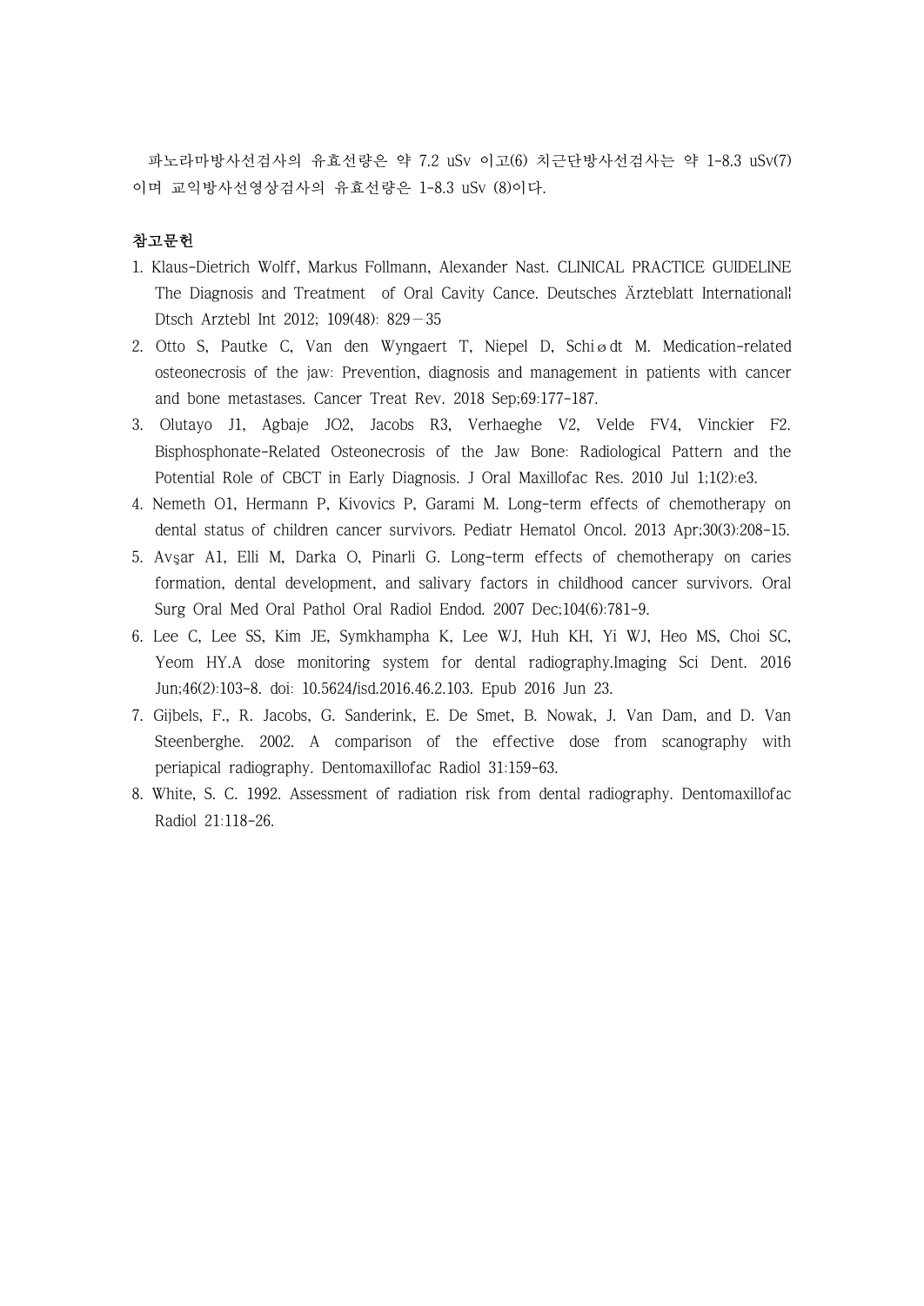파노라마방사선검사의 유효선량은 약 7.2 uSv 이고(6) 치근단방사선검사는 약 1-8.3 uSv(7)이며 교익방사선영상검사의 유효선량은 1-8.3 uSv (8)이다.

**참고문헌**

1. Klaus-Dietrich Wolff, Markus Follmann, Alexander Nast. CLINICAL PRACTICE GUIDELINE The Diagnosis and Treatment of Oral Cavity Cance. Deutsches Ärzteblatt International| Dtsch Arztebl Int 2012; 109(48): 829－35
2. Otto S, Pautke C, Van den Wyngaert T, Niepel D, Schiødt M. Medication-related osteonecrosis of the jaw: Prevention, diagnosis and management in patients with cancer and bone metastases. Cancer Treat Rev. 2018 Sep;69:177-187.
3. Olutayo J1, Agbaje JO2, Jacobs R3, Verhaeghe V2, Velde FV4, Vinckier F2. Bisphosphonate-Related Osteonecrosis of the Jaw Bone: Radiological Pattern and the Potential Role of CBCT in Early Diagnosis. J Oral Maxillofac Res. 2010 Jul 1;1(2):e3.
4. Nemeth O1, Hermann P, Kivovics P, Garami M. Long-term effects of chemotherapy on dental status of children cancer survivors. Pediatr Hematol Oncol. 2013 Apr;30(3):208-15.
5. Avşar A1, Elli M, Darka O, Pinarli G. Long-term effects of chemotherapy on caries formation, dental development, and salivary factors in childhood cancer survivors. Oral Surg Oral Med Oral Pathol Oral Radiol Endod. 2007 Dec;104(6):781-9.
6. Lee C, Lee SS, Kim JE, Symkhampha K, Lee WJ, Huh KH, Yi WJ, Heo MS, Choi SC, Yeom HY.A dose monitoring system for dental radiography.Imaging Sci Dent. 2016 Jun;46(2):103-8. doi: 10.5624/isd.2016.46.2.103. Epub 2016 Jun 23.
7. Gijbels, F., R. Jacobs, G. Sanderink, E. De Smet, B. Nowak, J. Van Dam, and D. Van Steenberghe. 2002. A comparison of the effective dose from scanography with periapical radiography. Dentomaxillofac Radiol 31:159-63.
8. White, S. C. 1992. Assessment of radiation risk from dental radiography. Dentomaxillofac Radiol 21:118-26.